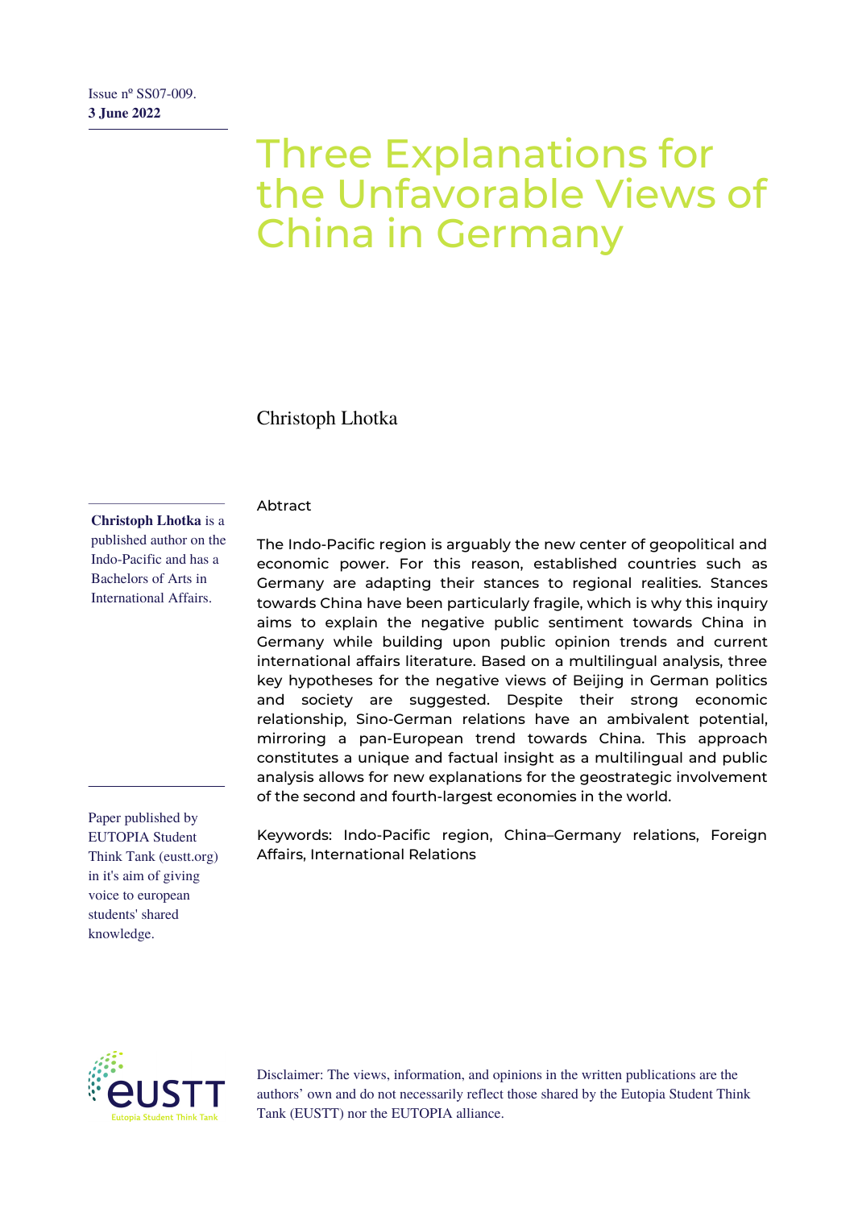Issue nº SS07-009.
**3 June 2022**

# Three Explanations for the Unfavorable Views of China in Germany

Christoph Lhotka

**Christoph Lhotka** is a published author on the Indo-Pacific and has a Bachelors of Arts in International Affairs.

Paper published by EUTOPIA Student Think Tank (eustt.org) in it's aim of giving voice to european students' shared knowledge.

Abtract

The Indo-Pacific region is arguably the new center of geopolitical and economic power. For this reason, established countries such as Germany are adapting their stances to regional realities. Stances towards China have been particularly fragile, which is why this inquiry aims to explain the negative public sentiment towards China in Germany while building upon public opinion trends and current international affairs literature. Based on a multilingual analysis, three key hypotheses for the negative views of Beijing in German politics and society are suggested. Despite their strong economic relationship, Sino-German relations have an ambivalent potential, mirroring a pan-European trend towards China. This approach constitutes a unique and factual insight as a multilingual and public analysis allows for new explanations for the geostrategic involvement of the second and fourth-largest economies in the world.

Keywords: Indo-Pacific region, China–Germany relations, Foreign Affairs, International Relations

eUSTT
Eutopia Student Think Tank

Disclaimer: The views, information, and opinions in the written publications are the authors' own and do not necessarily reflect those shared by the Eutopia Student Think Tank (EUSTT) nor the EUTOPIA alliance.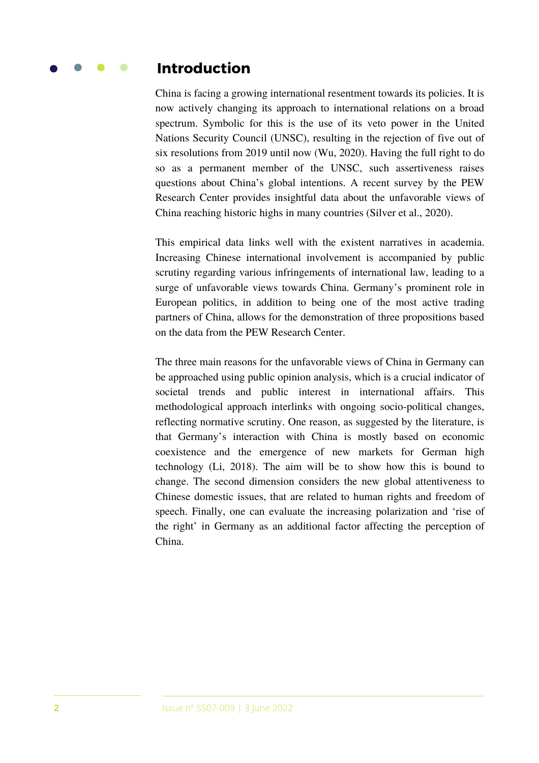# Introduction

China is facing a growing international resentment towards its policies. It is now actively changing its approach to international relations on a broad spectrum. Symbolic for this is the use of its veto power in the United Nations Security Council (UNSC), resulting in the rejection of five out of six resolutions from 2019 until now (Wu, 2020). Having the full right to do so as a permanent member of the UNSC, such assertiveness raises questions about China's global intentions. A recent survey by the PEW Research Center provides insightful data about the unfavorable views of China reaching historic highs in many countries (Silver et al., 2020).

This empirical data links well with the existent narratives in academia. Increasing Chinese international involvement is accompanied by public scrutiny regarding various infringements of international law, leading to a surge of unfavorable views towards China. Germany's prominent role in European politics, in addition to being one of the most active trading partners of China, allows for the demonstration of three propositions based on the data from the PEW Research Center.

The three main reasons for the unfavorable views of China in Germany can be approached using public opinion analysis, which is a crucial indicator of societal trends and public interest in international affairs. This methodological approach interlinks with ongoing socio-political changes, reflecting normative scrutiny. One reason, as suggested by the literature, is that Germany's interaction with China is mostly based on economic coexistence and the emergence of new markets for German high technology (Li, 2018). The aim will be to show how this is bound to change. The second dimension considers the new global attentiveness to Chinese domestic issues, that are related to human rights and freedom of speech. Finally, one can evaluate the increasing polarization and 'rise of the right' in Germany as an additional factor affecting the perception of China.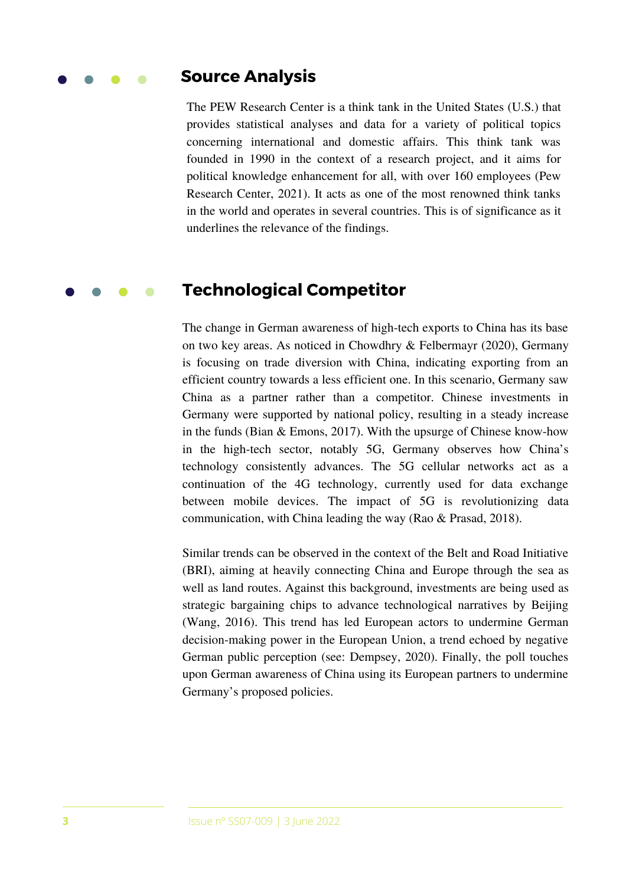## Source Analysis

The PEW Research Center is a think tank in the United States (U.S.) that provides statistical analyses and data for a variety of political topics concerning international and domestic affairs. This think tank was founded in 1990 in the context of a research project, and it aims for political knowledge enhancement for all, with over 160 employees (Pew Research Center, 2021). It acts as one of the most renowned think tanks in the world and operates in several countries. This is of significance as it underlines the relevance of the findings.

## Technological Competitor

The change in German awareness of high-tech exports to China has its base on two key areas. As noticed in Chowdhry & Felbermayr (2020), Germany is focusing on trade diversion with China, indicating exporting from an efficient country towards a less efficient one. In this scenario, Germany saw China as a partner rather than a competitor. Chinese investments in Germany were supported by national policy, resulting in a steady increase in the funds (Bian & Emons, 2017). With the upsurge of Chinese know-how in the high-tech sector, notably 5G, Germany observes how China's technology consistently advances. The 5G cellular networks act as a continuation of the 4G technology, currently used for data exchange between mobile devices. The impact of 5G is revolutionizing data communication, with China leading the way (Rao & Prasad, 2018).

Similar trends can be observed in the context of the Belt and Road Initiative (BRI), aiming at heavily connecting China and Europe through the sea as well as land routes. Against this background, investments are being used as strategic bargaining chips to advance technological narratives by Beijing (Wang, 2016). This trend has led European actors to undermine German decision-making power in the European Union, a trend echoed by negative German public perception (see: Dempsey, 2020). Finally, the poll touches upon German awareness of China using its European partners to undermine Germany's proposed policies.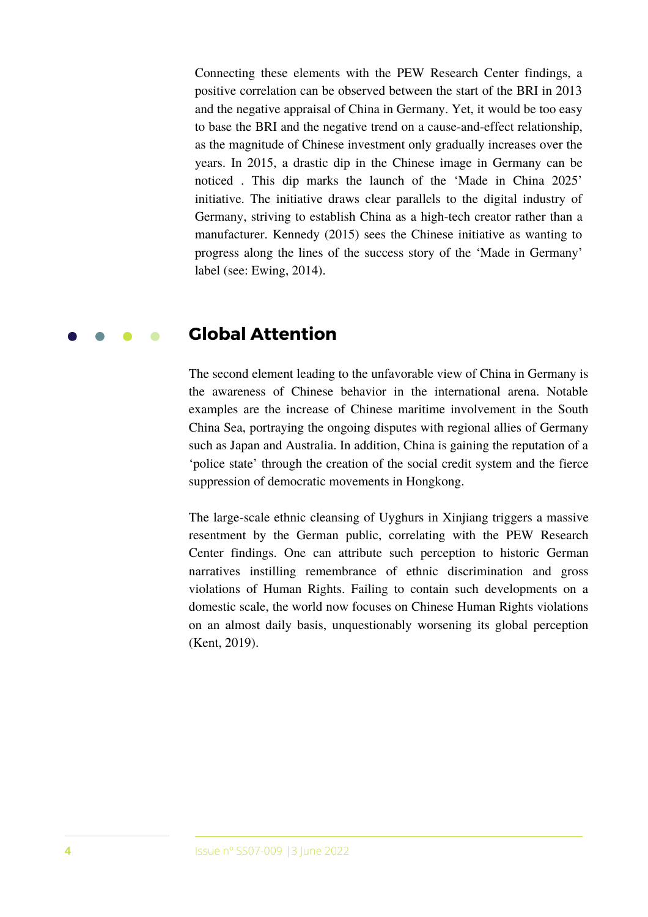Connecting these elements with the PEW Research Center findings, a positive correlation can be observed between the start of the BRI in 2013 and the negative appraisal of China in Germany. Yet, it would be too easy to base the BRI and the negative trend on a cause-and-effect relationship, as the magnitude of Chinese investment only gradually increases over the years. In 2015, a drastic dip in the Chinese image in Germany can be noticed . This dip marks the launch of the 'Made in China 2025' initiative. The initiative draws clear parallels to the digital industry of Germany, striving to establish China as a high-tech creator rather than a manufacturer. Kennedy (2015) sees the Chinese initiative as wanting to progress along the lines of the success story of the 'Made in Germany' label (see: Ewing, 2014).

## Global Attention

The second element leading to the unfavorable view of China in Germany is the awareness of Chinese behavior in the international arena. Notable examples are the increase of Chinese maritime involvement in the South China Sea, portraying the ongoing disputes with regional allies of Germany such as Japan and Australia. In addition, China is gaining the reputation of a 'police state' through the creation of the social credit system and the fierce suppression of democratic movements in Hongkong.

The large-scale ethnic cleansing of Uyghurs in Xinjiang triggers a massive resentment by the German public, correlating with the PEW Research Center findings. One can attribute such perception to historic German narratives instilling remembrance of ethnic discrimination and gross violations of Human Rights. Failing to contain such developments on a domestic scale, the world now focuses on Chinese Human Rights violations on an almost daily basis, unquestionably worsening its global perception (Kent, 2019).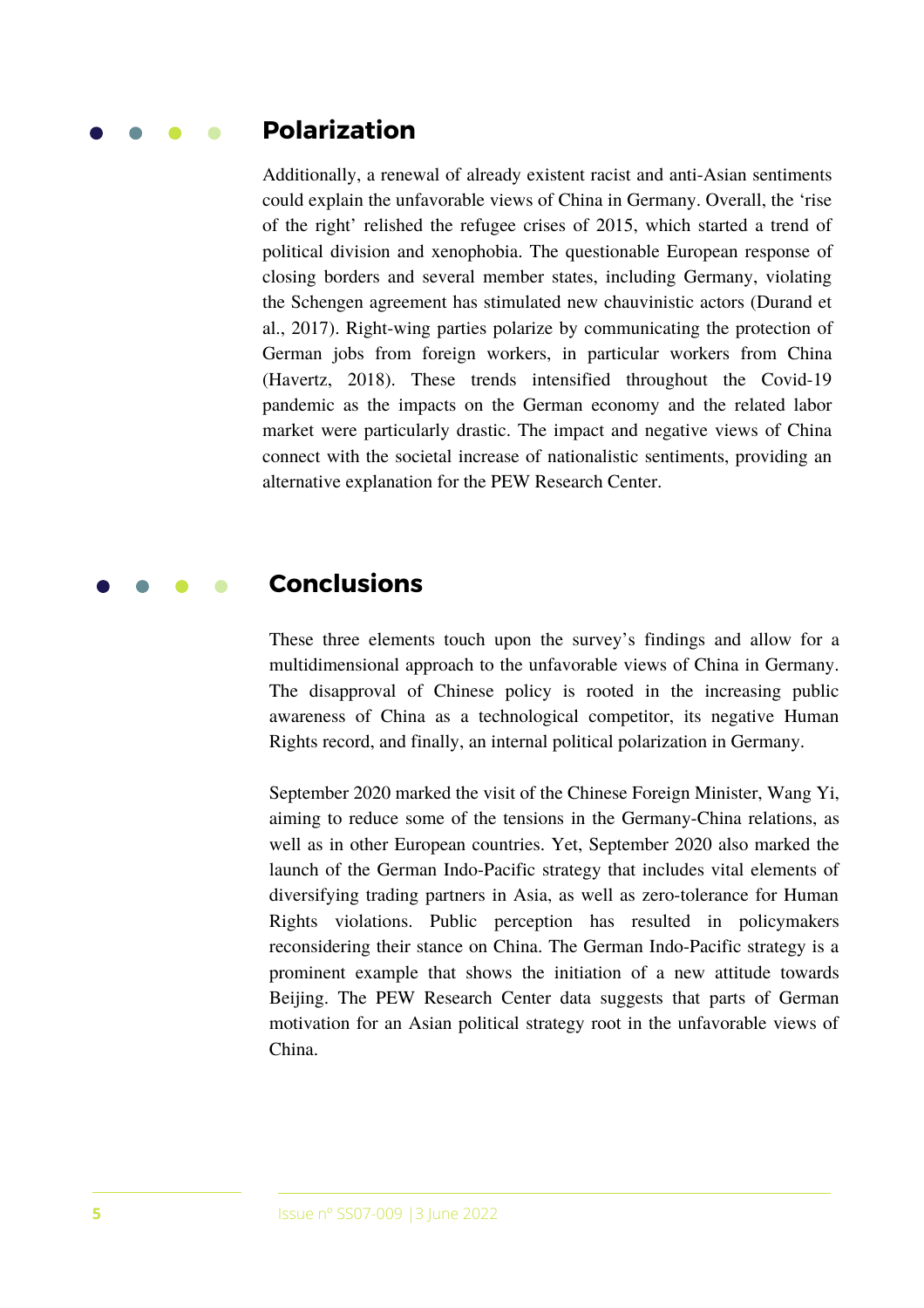## Polarization

Additionally, a renewal of already existent racist and anti-Asian sentiments could explain the unfavorable views of China in Germany. Overall, the 'rise of the right' relished the refugee crises of 2015, which started a trend of political division and xenophobia. The questionable European response of closing borders and several member states, including Germany, violating the Schengen agreement has stimulated new chauvinistic actors (Durand et al., 2017). Right-wing parties polarize by communicating the protection of German jobs from foreign workers, in particular workers from China (Havertz, 2018). These trends intensified throughout the Covid-19 pandemic as the impacts on the German economy and the related labor market were particularly drastic. The impact and negative views of China connect with the societal increase of nationalistic sentiments, providing an alternative explanation for the PEW Research Center.

## Conclusions

These three elements touch upon the survey's findings and allow for a multidimensional approach to the unfavorable views of China in Germany. The disapproval of Chinese policy is rooted in the increasing public awareness of China as a technological competitor, its negative Human Rights record, and finally, an internal political polarization in Germany.

September 2020 marked the visit of the Chinese Foreign Minister, Wang Yi, aiming to reduce some of the tensions in the Germany-China relations, as well as in other European countries. Yet, September 2020 also marked the launch of the German Indo-Pacific strategy that includes vital elements of diversifying trading partners in Asia, as well as zero-tolerance for Human Rights violations. Public perception has resulted in policymakers reconsidering their stance on China. The German Indo-Pacific strategy is a prominent example that shows the initiation of a new attitude towards Beijing. The PEW Research Center data suggests that parts of German motivation for an Asian political strategy root in the unfavorable views of China.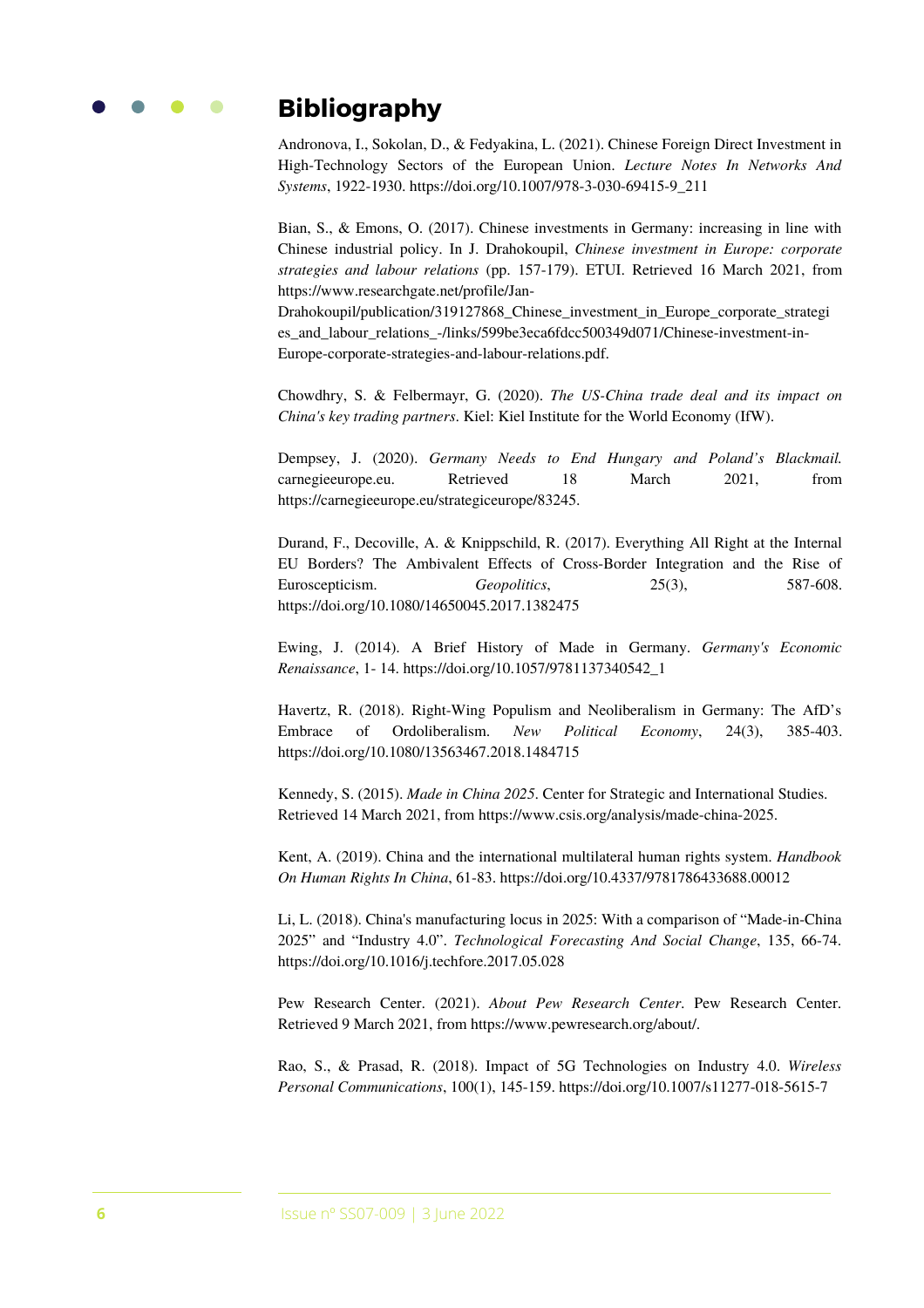# Bibliography

Andronova, I., Sokolan, D., & Fedyakina, L. (2021). Chinese Foreign Direct Investment in High-Technology Sectors of the European Union. *Lecture Notes In Networks And Systems*, 1922-1930. https://doi.org/10.1007/978-3-030-69415-9_211

Bian, S., & Emons, O. (2017). Chinese investments in Germany: increasing in line with Chinese industrial policy. In J. Drahokoupil, *Chinese investment in Europe: corporate strategies and labour relations* (pp. 157-179). ETUI. Retrieved 16 March 2021, from https://www.researchgate.net/profile/Jan-Drahokoupil/publication/319127868_Chinese_investment_in_Europe_corporate_strategies_and_labour_relations_-/links/599be3eca6fdcc500349d071/Chinese-investment-in-Europe-corporate-strategies-and-labour-relations.pdf.

Chowdhry, S. & Felbermayr, G. (2020). *The US-China trade deal and its impact on China's key trading partners*. Kiel: Kiel Institute for the World Economy (IfW).

Dempsey, J. (2020). *Germany Needs to End Hungary and Poland's Blackmail.* carnegieeurope.eu. Retrieved 18 March 2021, from https://carnegieeurope.eu/strategiceurope/83245.

Durand, F., Decoville, A. & Knippschild, R. (2017). Everything All Right at the Internal EU Borders? The Ambivalent Effects of Cross-Border Integration and the Rise of Euroscepticism. *Geopolitics*, 25(3), 587-608. https://doi.org/10.1080/14650045.2017.1382475

Ewing, J. (2014). A Brief History of Made in Germany. *Germany's Economic Renaissance*, 1- 14. https://doi.org/10.1057/9781137340542_1

Havertz, R. (2018). Right-Wing Populism and Neoliberalism in Germany: The AfD's Embrace of Ordoliberalism. *New Political Economy*, 24(3), 385-403. https://doi.org/10.1080/13563467.2018.1484715

Kennedy, S. (2015). *Made in China 2025*. Center for Strategic and International Studies. Retrieved 14 March 2021, from https://www.csis.org/analysis/made-china-2025.

Kent, A. (2019). China and the international multilateral human rights system. *Handbook On Human Rights In China*, 61-83. https://doi.org/10.4337/9781786433688.00012

Li, L. (2018). China's manufacturing locus in 2025: With a comparison of "Made-in-China 2025" and "Industry 4.0". *Technological Forecasting And Social Change*, 135, 66-74. https://doi.org/10.1016/j.techfore.2017.05.028

Pew Research Center. (2021). *About Pew Research Center*. Pew Research Center. Retrieved 9 March 2021, from https://www.pewresearch.org/about/.

Rao, S., & Prasad, R. (2018). Impact of 5G Technologies on Industry 4.0. *Wireless Personal Communications*, 100(1), 145-159. https://doi.org/10.1007/s11277-018-5615-7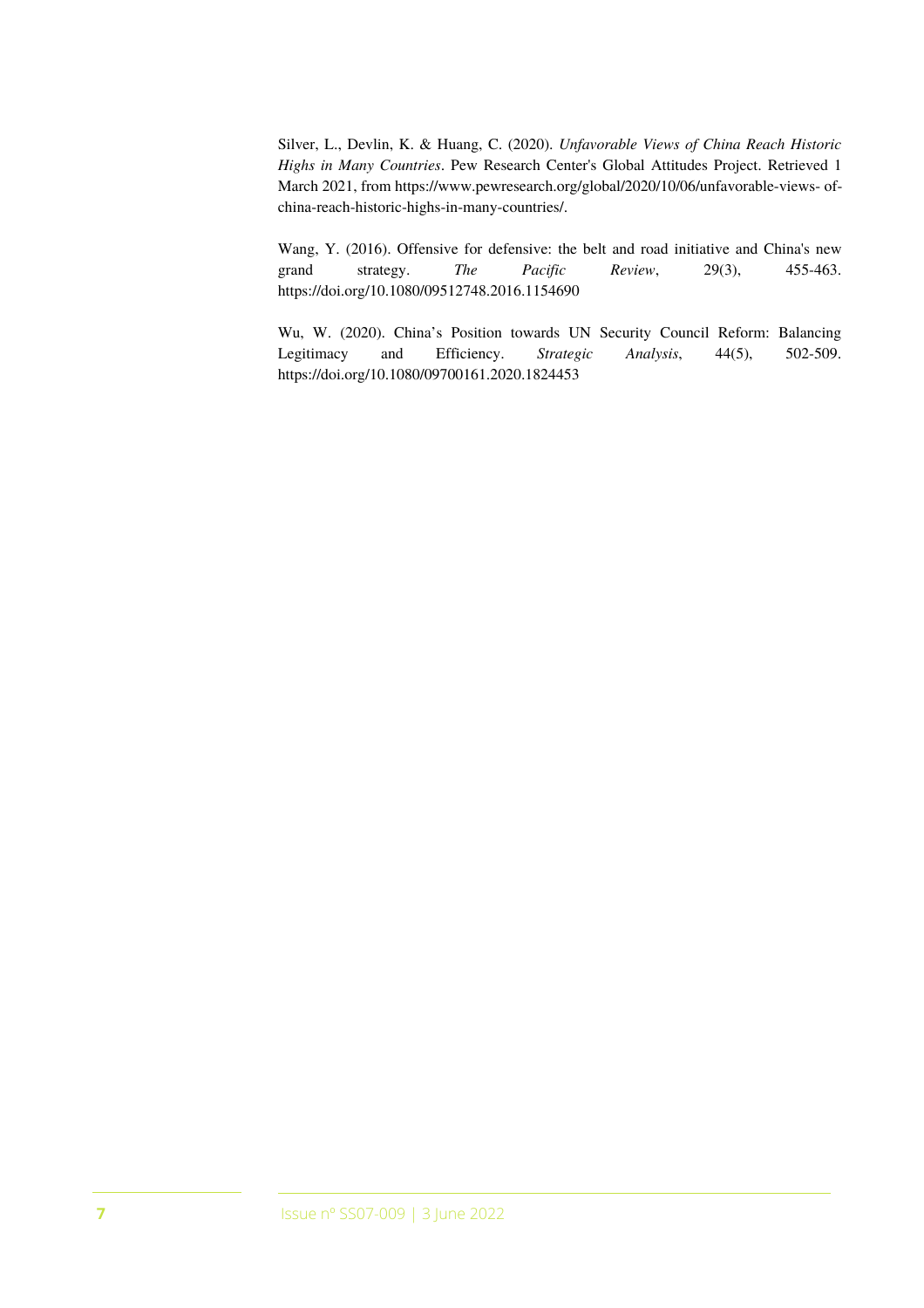Silver, L., Devlin, K. & Huang, C. (2020). *Unfavorable Views of China Reach Historic Highs in Many Countries*. Pew Research Center's Global Attitudes Project. Retrieved 1 March 2021, from https://www.pewresearch.org/global/2020/10/06/unfavorable-views- of-china-reach-historic-highs-in-many-countries/.

Wang, Y. (2016). Offensive for defensive: the belt and road initiative and China's new grand strategy. *The Pacific Review*, 29(3), 455-463. https://doi.org/10.1080/09512748.2016.1154690

Wu, W. (2020). China's Position towards UN Security Council Reform: Balancing Legitimacy and Efficiency. *Strategic Analysis*, 44(5), 502-509. https://doi.org/10.1080/09700161.2020.1824453